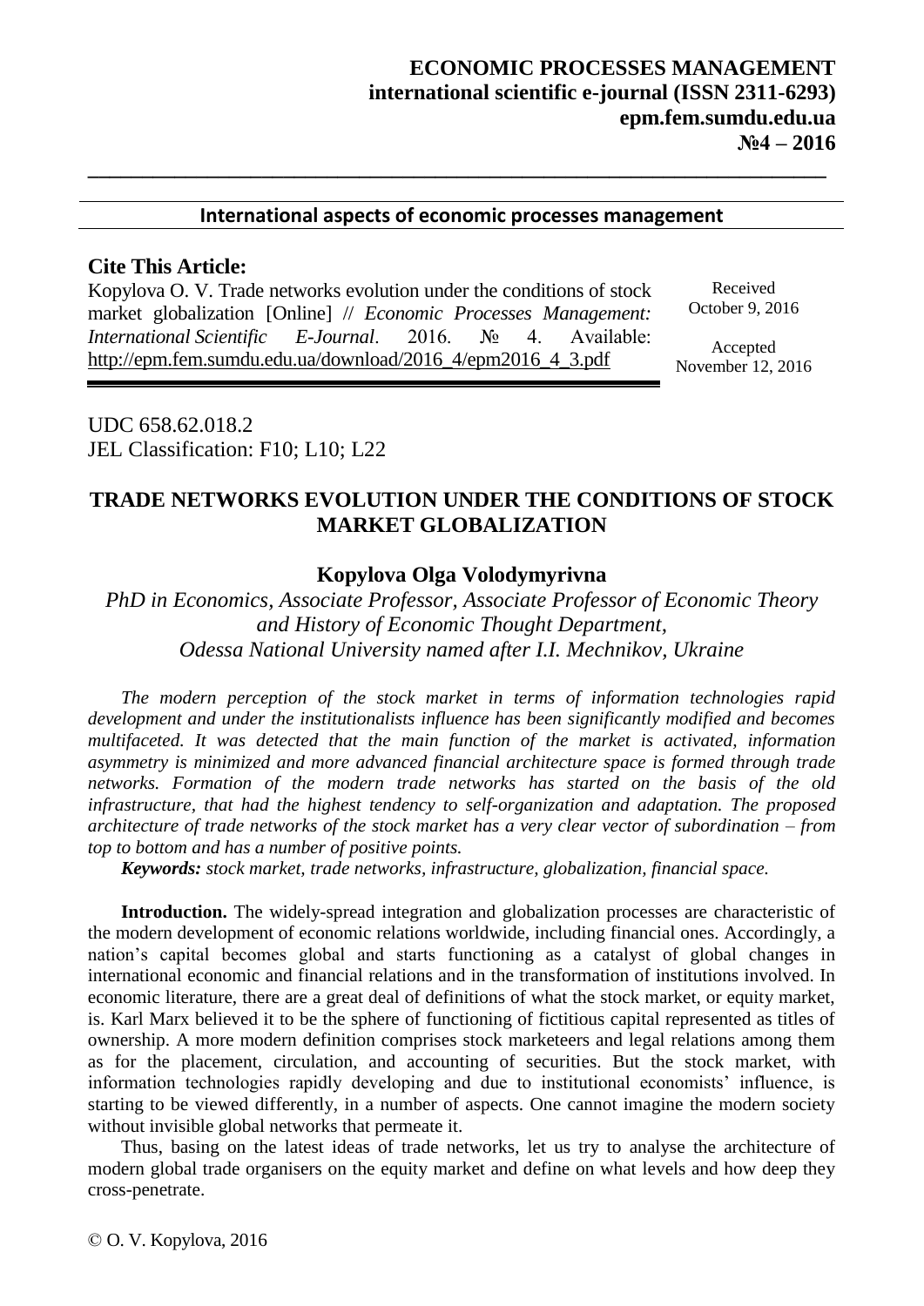**ECONOMIC PROCESSES MANAGEMENT**
**international scientific e-journal (ISSN 2311-6293)**
**epm.fem.sumdu.edu.ua**
**№4 – 2016**

**International aspects of economic processes management**

**Cite This Article:**

Kopylova O. V. Trade networks evolution under the conditions of stock market globalization [Online] // *Economic Processes Management: International Scientific E-Journal*. 2016. № 4. Available: http://epm.fem.sumdu.edu.ua/download/2016_4/epm2016_4_3.pdf

Received October 9, 2016

Accepted November 12, 2016

UDC 658.62.018.2
JEL Classification: F10; L10; L22

# TRADE NETWORKS EVOLUTION UNDER THE CONDITIONS OF STOCK MARKET GLOBALIZATION

**Kopylova Olga Volodymyrivna**

*PhD in Economics, Associate Professor, Associate Professor of Economic Theory and History of Economic Thought Department, Odessa National University named after I.I. Mechnikov, Ukraine*

*The modern perception of the stock market in terms of information technologies rapid development and under the institutionalists influence has been significantly modified and becomes multifaceted. It was detected that the main function of the market is activated, information asymmetry is minimized and more advanced financial architecture space is formed through trade networks. Formation of the modern trade networks has started on the basis of the old infrastructure, that had the highest tendency to self-organization and adaptation. The proposed architecture of trade networks of the stock market has a very clear vector of subordination – from top to bottom and has a number of positive points.*

***Keywords:** stock market, trade networks, infrastructure, globalization, financial space.*

**Introduction.** The widely-spread integration and globalization processes are characteristic of the modern development of economic relations worldwide, including financial ones. Accordingly, a nation's capital becomes global and starts functioning as a catalyst of global changes in international economic and financial relations and in the transformation of institutions involved. In economic literature, there are a great deal of definitions of what the stock market, or equity market, is. Karl Marx believed it to be the sphere of functioning of fictitious capital represented as titles of ownership. A more modern definition comprises stock marketeers and legal relations among them as for the placement, circulation, and accounting of securities. But the stock market, with information technologies rapidly developing and due to institutional economists' influence, is starting to be viewed differently, in a number of aspects. One cannot imagine the modern society without invisible global networks that permeate it.

Thus, basing on the latest ideas of trade networks, let us try to analyse the architecture of modern global trade organisers on the equity market and define on what levels and how deep they cross-penetrate.

© O. V. Kopylova, 2016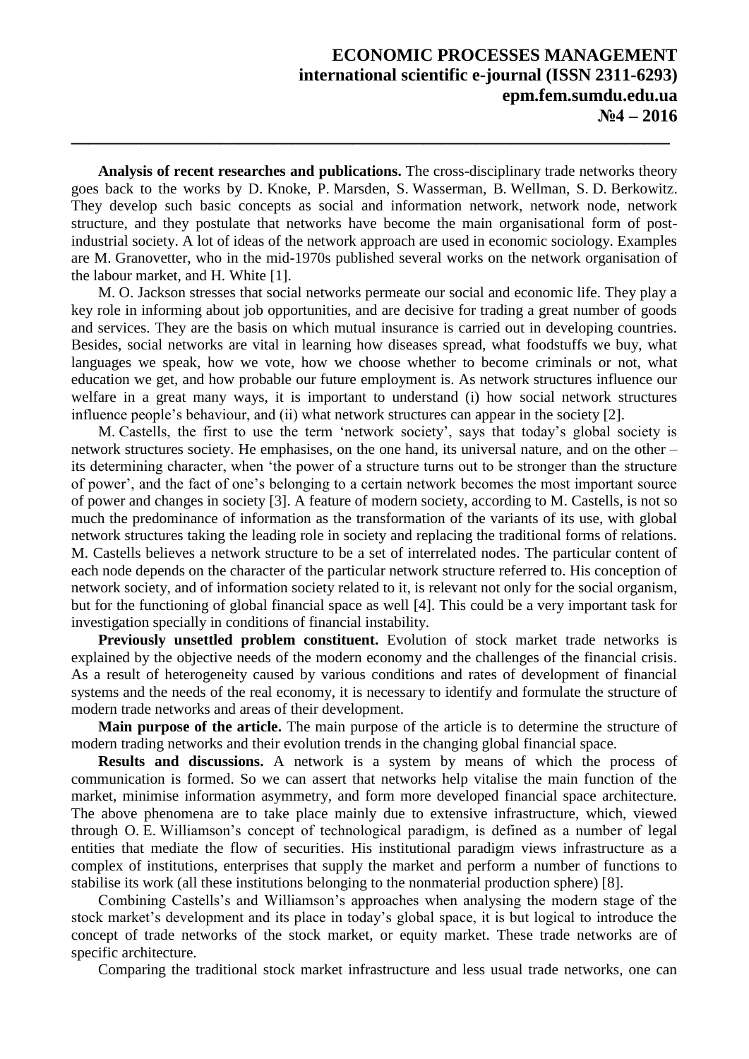**Analysis of recent researches and publications.** The cross-disciplinary trade networks theory goes back to the works by D. Knoke, P. Marsden, S. Wasserman, B. Wellman, S. D. Berkowitz. They develop such basic concepts as social and information network, network node, network structure, and they postulate that networks have become the main organisational form of post-industrial society. A lot of ideas of the network approach are used in economic sociology. Examples are M. Granovetter, who in the mid-1970s published several works on the network organisation of the labour market, and H. White [1].

M. O. Jackson stresses that social networks permeate our social and economic life. They play a key role in informing about job opportunities, and are decisive for trading a great number of goods and services. They are the basis on which mutual insurance is carried out in developing countries. Besides, social networks are vital in learning how diseases spread, what foodstuffs we buy, what languages we speak, how we vote, how we choose whether to become criminals or not, what education we get, and how probable our future employment is. As network structures influence our welfare in a great many ways, it is important to understand (i) how social network structures influence people's behaviour, and (ii) what network structures can appear in the society [2].

M. Castells, the first to use the term 'network society', says that today's global society is network structures society. He emphasises, on the one hand, its universal nature, and on the other – its determining character, when 'the power of a structure turns out to be stronger than the structure of power', and the fact of one's belonging to a certain network becomes the most important source of power and changes in society [3]. A feature of modern society, according to M. Castells, is not so much the predominance of information as the transformation of the variants of its use, with global network structures taking the leading role in society and replacing the traditional forms of relations. M. Castells believes a network structure to be a set of interrelated nodes. The particular content of each node depends on the character of the particular network structure referred to. His conception of network society, and of information society related to it, is relevant not only for the social organism, but for the functioning of global financial space as well [4]. This could be a very important task for investigation specially in conditions of financial instability.

**Previously unsettled problem constituent.** Evolution of stock market trade networks is explained by the objective needs of the modern economy and the challenges of the financial crisis. As a result of heterogeneity caused by various conditions and rates of development of financial systems and the needs of the real economy, it is necessary to identify and formulate the structure of modern trade networks and areas of their development.

**Main purpose of the article.** The main purpose of the article is to determine the structure of modern trading networks and their evolution trends in the changing global financial space.

**Results and discussions.** A network is a system by means of which the process of communication is formed. So we can assert that networks help vitalise the main function of the market, minimise information asymmetry, and form more developed financial space architecture. The above phenomena are to take place mainly due to extensive infrastructure, which, viewed through O. E. Williamson's concept of technological paradigm, is defined as a number of legal entities that mediate the flow of securities. His institutional paradigm views infrastructure as a complex of institutions, enterprises that supply the market and perform a number of functions to stabilise its work (all these institutions belonging to the nonmaterial production sphere) [8].

Combining Castells's and Williamson's approaches when analysing the modern stage of the stock market's development and its place in today's global space, it is but logical to introduce the concept of trade networks of the stock market, or equity market. These trade networks are of specific architecture.

Comparing the traditional stock market infrastructure and less usual trade networks, one can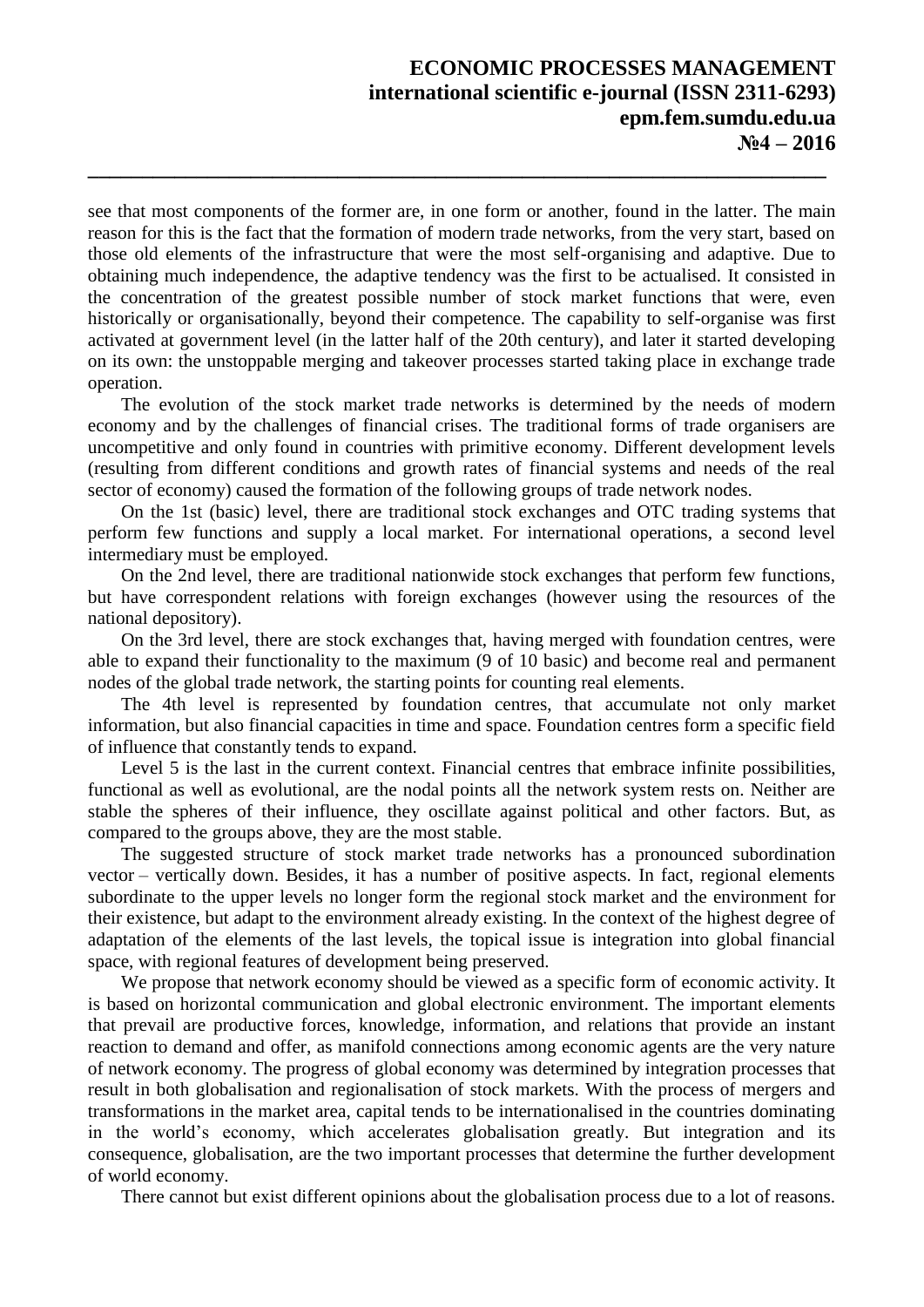see that most components of the former are, in one form or another, found in the latter. The main reason for this is the fact that the formation of modern trade networks, from the very start, based on those old elements of the infrastructure that were the most self-organising and adaptive. Due to obtaining much independence, the adaptive tendency was the first to be actualised. It consisted in the concentration of the greatest possible number of stock market functions that were, even historically or organisationally, beyond their competence. The capability to self-organise was first activated at government level (in the latter half of the 20th century), and later it started developing on its own: the unstoppable merging and takeover processes started taking place in exchange trade operation.

The evolution of the stock market trade networks is determined by the needs of modern economy and by the challenges of financial crises. The traditional forms of trade organisers are uncompetitive and only found in countries with primitive economy. Different development levels (resulting from different conditions and growth rates of financial systems and needs of the real sector of economy) caused the formation of the following groups of trade network nodes.

On the 1st (basic) level, there are traditional stock exchanges and OTC trading systems that perform few functions and supply a local market. For international operations, a second level intermediary must be employed.

On the 2nd level, there are traditional nationwide stock exchanges that perform few functions, but have correspondent relations with foreign exchanges (however using the resources of the national depository).

On the 3rd level, there are stock exchanges that, having merged with foundation centres, were able to expand their functionality to the maximum (9 of 10 basic) and become real and permanent nodes of the global trade network, the starting points for counting real elements.

The 4th level is represented by foundation centres, that accumulate not only market information, but also financial capacities in time and space. Foundation centres form a specific field of influence that constantly tends to expand.

Level 5 is the last in the current context. Financial centres that embrace infinite possibilities, functional as well as evolutional, are the nodal points all the network system rests on. Neither are stable the spheres of their influence, they oscillate against political and other factors. But, as compared to the groups above, they are the most stable.

The suggested structure of stock market trade networks has a pronounced subordination vector – vertically down. Besides, it has a number of positive aspects. In fact, regional elements subordinate to the upper levels no longer form the regional stock market and the environment for their existence, but adapt to the environment already existing. In the context of the highest degree of adaptation of the elements of the last levels, the topical issue is integration into global financial space, with regional features of development being preserved.

We propose that network economy should be viewed as a specific form of economic activity. It is based on horizontal communication and global electronic environment. The important elements that prevail are productive forces, knowledge, information, and relations that provide an instant reaction to demand and offer, as manifold connections among economic agents are the very nature of network economy. The progress of global economy was determined by integration processes that result in both globalisation and regionalisation of stock markets. With the process of mergers and transformations in the market area, capital tends to be internationalised in the countries dominating in the world's economy, which accelerates globalisation greatly. But integration and its consequence, globalisation, are the two important processes that determine the further development of world economy.

There cannot but exist different opinions about the globalisation process due to a lot of reasons.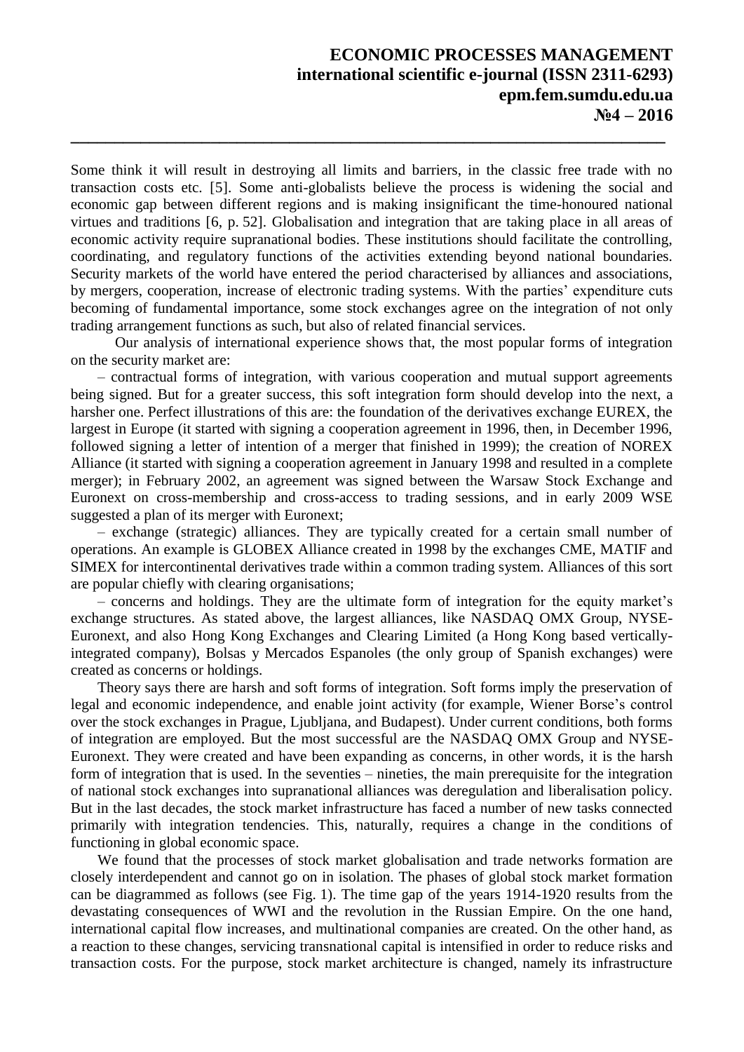Some think it will result in destroying all limits and barriers, in the classic free trade with no transaction costs etc. [5]. Some anti-globalists believe the process is widening the social and economic gap between different regions and is making insignificant the time-honoured national virtues and traditions [6, p. 52]. Globalisation and integration that are taking place in all areas of economic activity require supranational bodies. These institutions should facilitate the controlling, coordinating, and regulatory functions of the activities extending beyond national boundaries. Security markets of the world have entered the period characterised by alliances and associations, by mergers, cooperation, increase of electronic trading systems. With the parties' expenditure cuts becoming of fundamental importance, some stock exchanges agree on the integration of not only trading arrangement functions as such, but also of related financial services.

Our analysis of international experience shows that, the most popular forms of integration on the security market are:

– contractual forms of integration, with various cooperation and mutual support agreements being signed. But for a greater success, this soft integration form should develop into the next, a harsher one. Perfect illustrations of this are: the foundation of the derivatives exchange EUREX, the largest in Europe (it started with signing a cooperation agreement in 1996, then, in December 1996, followed signing a letter of intention of a merger that finished in 1999); the creation of NOREX Alliance (it started with signing a cooperation agreement in January 1998 and resulted in a complete merger); in February 2002, an agreement was signed between the Warsaw Stock Exchange and Euronext on cross-membership and cross-access to trading sessions, and in early 2009 WSE suggested a plan of its merger with Euronext;

– exchange (strategic) alliances. They are typically created for a certain small number of operations. An example is GLOBEX Alliance created in 1998 by the exchanges CME, MATIF and SIMEX for intercontinental derivatives trade within a common trading system. Alliances of this sort are popular chiefly with clearing organisations;

– concerns and holdings. They are the ultimate form of integration for the equity market's exchange structures. As stated above, the largest alliances, like NASDAQ OMX Group, NYSE-Euronext, and also Hong Kong Exchanges and Clearing Limited (a Hong Kong based vertically-integrated company), Bolsas y Mercados Espanoles (the only group of Spanish exchanges) were created as concerns or holdings.

Theory says there are harsh and soft forms of integration. Soft forms imply the preservation of legal and economic independence, and enable joint activity (for example, Wiener Borse's control over the stock exchanges in Prague, Ljubljana, and Budapest). Under current conditions, both forms of integration are employed. But the most successful are the NASDAQ OMX Group and NYSE-Euronext. They were created and have been expanding as concerns, in other words, it is the harsh form of integration that is used. In the seventies – nineties, the main prerequisite for the integration of national stock exchanges into supranational alliances was deregulation and liberalisation policy. But in the last decades, the stock market infrastructure has faced a number of new tasks connected primarily with integration tendencies. This, naturally, requires a change in the conditions of functioning in global economic space.

We found that the processes of stock market globalisation and trade networks formation are closely interdependent and cannot go on in isolation. The phases of global stock market formation can be diagrammed as follows (see Fig. 1). The time gap of the years 1914-1920 results from the devastating consequences of WWI and the revolution in the Russian Empire. On the one hand, international capital flow increases, and multinational companies are created. On the other hand, as a reaction to these changes, servicing transnational capital is intensified in order to reduce risks and transaction costs. For the purpose, stock market architecture is changed, namely its infrastructure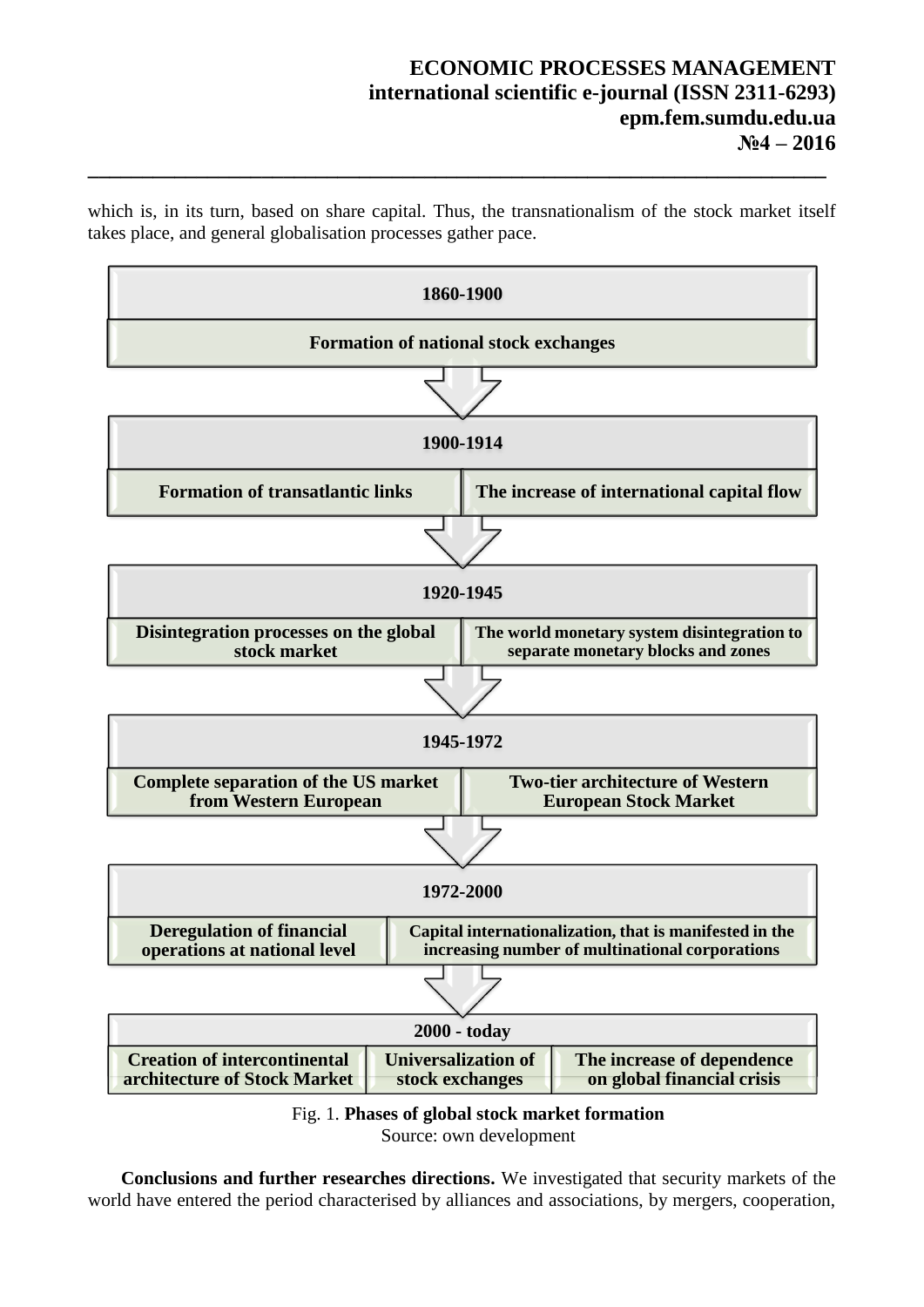which is, in its turn, based on share capital. Thus, the transnationalism of the stock market itself takes place, and general globalisation processes gather pace.

**1860-1900**

**Formation of national stock exchanges**

↓

**1900-1914**

| **Formation of transatlantic links** | **The increase of international capital flow** |
|---|---|

↓

**1920-1945**

| **Disintegration processes on the global stock market** | **The world monetary system disintegration to separate monetary blocks and zones** |
|---|---|

↓

**1945-1972**

| **Complete separation of the US market from Western European** | **Two-tier architecture of Western European Stock Market** |
|---|---|

↓

**1972-2000**

| **Deregulation of financial operations at national level** | **Capital internationalization, that is manifested in the increasing number of multinational corporations** |
|---|---|

↓

**2000 - today**

| **Creation of intercontinental architecture of Stock Market** | **Universalization of stock exchanges** | **The increase of dependence on global financial crisis** |
|---|---|---|

Fig. 1. **Phases of global stock market formation**

Source: own development

**Conclusions and further researches directions.** We investigated that security markets of the world have entered the period characterised by alliances and associations, by mergers, cooperation,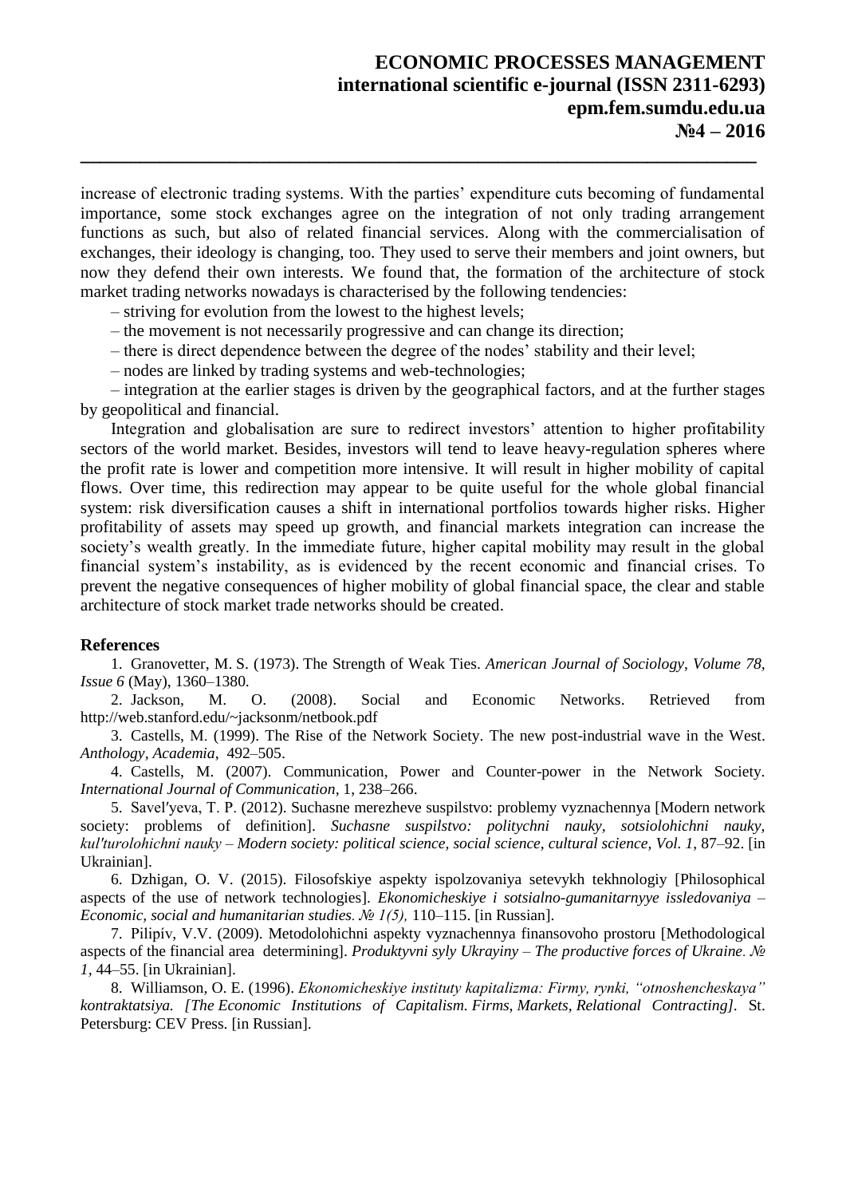increase of electronic trading systems. With the parties' expenditure cuts becoming of fundamental importance, some stock exchanges agree on the integration of not only trading arrangement functions as such, but also of related financial services. Along with the commercialisation of exchanges, their ideology is changing, too. They used to serve their members and joint owners, but now they defend their own interests. We found that, the formation of the architecture of stock market trading networks nowadays is characterised by the following tendencies:

– striving for evolution from the lowest to the highest levels;

– the movement is not necessarily progressive and can change its direction;

– there is direct dependence between the degree of the nodes' stability and their level;

– nodes are linked by trading systems and web-technologies;

– integration at the earlier stages is driven by the geographical factors, and at the further stages by geopolitical and financial.

Integration and globalisation are sure to redirect investors' attention to higher profitability sectors of the world market. Besides, investors will tend to leave heavy-regulation spheres where the profit rate is lower and competition more intensive. It will result in higher mobility of capital flows. Over time, this redirection may appear to be quite useful for the whole global financial system: risk diversification causes a shift in international portfolios towards higher risks. Higher profitability of assets may speed up growth, and financial markets integration can increase the society's wealth greatly. In the immediate future, higher capital mobility may result in the global financial system's instability, as is evidenced by the recent economic and financial crises. To prevent the negative consequences of higher mobility of global financial space, the clear and stable architecture of stock market trade networks should be created.

**References**

1. Granovetter, M. S. (1973). The Strength of Weak Ties. *American Journal of Sociology, Volume 78, Issue 6* (May), 1360–1380.
2. Jackson, M. O. (2008). Social and Economic Networks. Retrieved from http://web.stanford.edu/~jacksonm/netbook.pdf
3. Castells, M. (1999). The Rise of the Network Society. The new post-industrial wave in the West. *Anthology, Academia*, 492–505.
4. Castells, M. (2007). Communication, Power and Counter-power in the Network Society. *International Journal of Communication*, 1, 238–266.
5. Savel′yeva, T. P. (2012). Suchasne merezheve suspilstvo: problemy vyznachennya [Modern network society: problems of definition]. *Suchasne suspilstvo: politychni nauky, sotsiolohichni nauky, kul'turolohichni nauky – Modern society: political science, social science, cultural science, Vol. 1*, 87–92. [in Ukrainian].
6. Dzhigan, O. V. (2015). Filosofskiye aspekty ispolzovaniya setevykh tekhnologiy [Philosophical aspects of the use of network technologies]. *Ekonomicheskiye i sotsialno-gumanitarnyye issledovaniya – Economic, social and humanitarian studies. № 1(5),* 110–115. [in Russian].
7. Pilipív, V.V. (2009). Metodolohichni aspekty vyznachennya finansovoho prostoru [Methodological aspects of the financial area determining]. *Produktyvni syly Ukrayiny – The productive forces of Ukraine. № 1*, 44–55. [in Ukrainian].
8. Williamson, O. E. (1996). *Ekonomicheskiye instituty kapitalizma: Firmy, rynki, "otnoshencheskaya" kontraktatsiya. [The Economic Institutions of Capitalism. Firms, Markets, Relational Contracting].* St. Petersburg: CEV Press. [in Russian].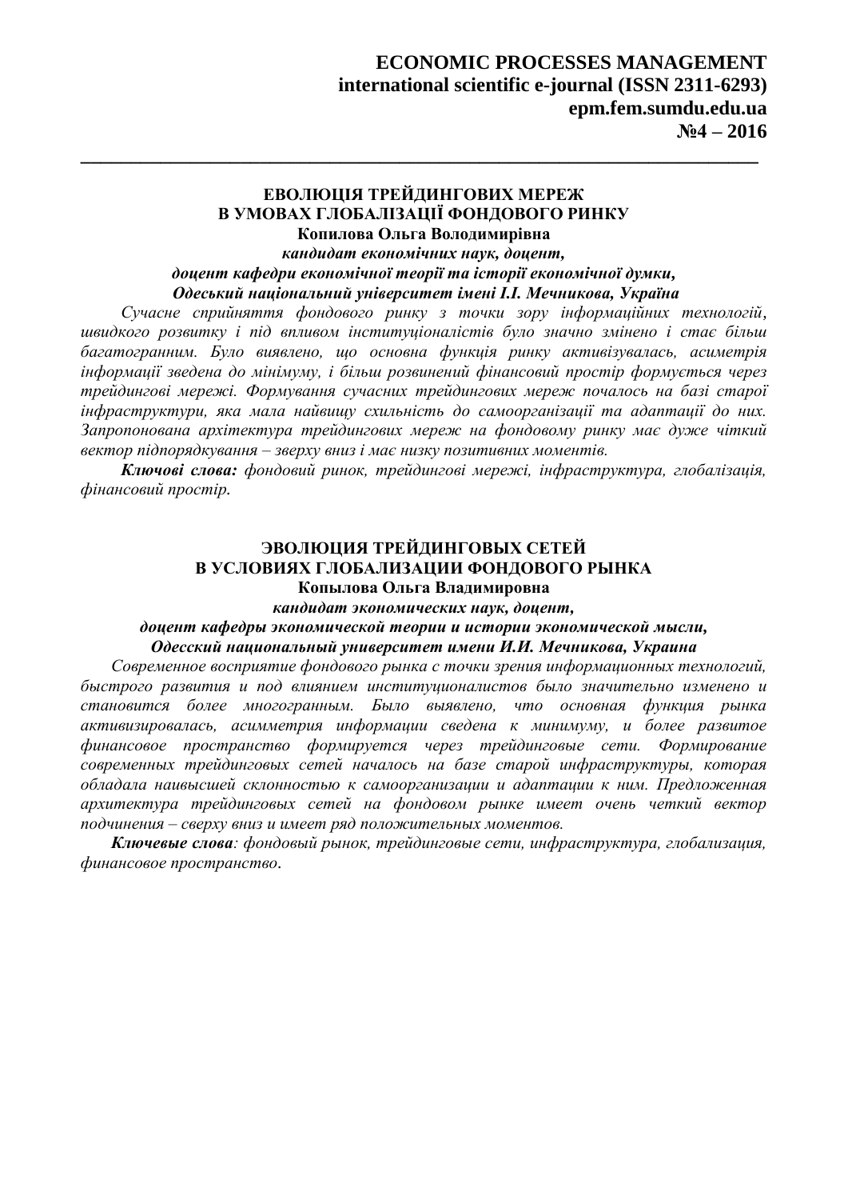## ЕВОЛЮЦІЯ ТРЕЙДИНГОВИХ МЕРЕЖ В УМОВАХ ГЛОБАЛІЗАЦІЇ ФОНДОВОГО РИНКУ

**Копилова Ольга Володимирівна**

***кандидат економічних наук, доцент,***

***доцент кафедри економічної теорії та історії економічної думки,***

***Одеський національний університет імені І.І. Мечникова, Україна***

*Сучасне сприйняття фондового ринку з точки зору інформаційних технологій, швидкого розвитку і під впливом інституціоналістів було значно змінено і стає більш багатогранним. Було виявлено, що основна функція ринку активізувалась, асиметрія інформації зведена до мінімуму, і більш розвинений фінансовий простір формується через трейдингові мережі. Формування сучасних трейдингових мереж почалось на базі старої інфраструктури, яка мала найвищу схильність до самоорганізації та адаптації до них. Запропонована архітектура трейдингових мереж на фондовому ринку має дуже чіткий вектор підпорядкування – зверху вниз і має низку позитивних моментів.*

***Ключові слова:*** *фондовий ринок, трейдингові мережі, інфраструктура, глобалізація, фінансовий простір.*

## ЭВОЛЮЦИЯ ТРЕЙДИНГОВЫХ СЕТЕЙ В УСЛОВИЯХ ГЛОБАЛИЗАЦИИ ФОНДОВОГО РЫНКА

**Копылова Ольга Владимировна**

***кандидат экономических наук, доцент,***

***доцент кафедры экономической теории и истории экономической мысли,***

***Одесский национальный университет имени И.И. Мечникова, Украина***

*Современное восприятие фондового рынка с точки зрения информационных технологий, быстрого развития и под влиянием институционалистов было значительно изменено и становится более многогранным. Было выявлено, что основная функция рынка активизировалась, асимметрия информации сведена к минимуму, и более развитое финансовое пространство формируется через трейдинговые сети. Формирование современных трейдинговых сетей началось на базе старой инфраструктуры, которая обладала наивысшей склонностью к самоорганизации и адаптации к ним. Предложенная архитектура трейдинговых сетей на фондовом рынке имеет очень четкий вектор подчинения – сверху вниз и имеет ряд положительных моментов.*

***Ключевые слова****: фондовый рынок, трейдинговые сети, инфраструктура, глобализация, финансовое пространство.*